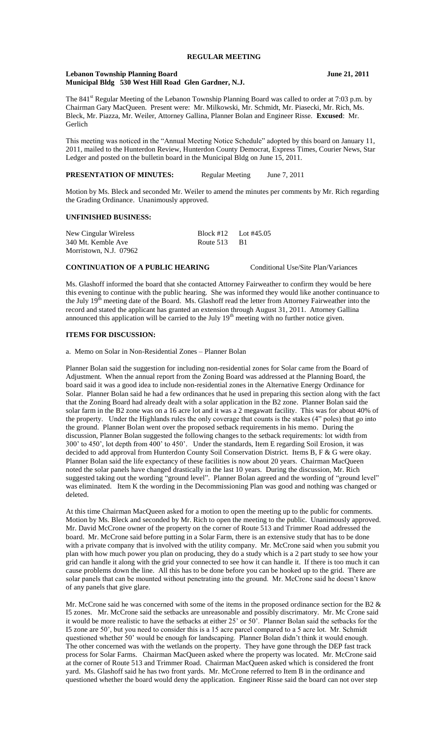# REGULAR MEETING

**Lebanon Township Planning Board** June 21, 2011
**Municipal Bldg 530 West Hill Road Glen Gardner, N.J.**

The 841st Regular Meeting of the Lebanon Township Planning Board was called to order at 7:03 p.m. by Chairman Gary MacQueen. Present were: Mr. Milkowski, Mr. Schmidt, Mr. Piasecki, Mr. Rich, Ms. Bleck, Mr. Piazza, Mr. Weiler, Attorney Gallina, Planner Bolan and Engineer Risse. **Excused**: Mr. Gerlich

This meeting was noticed in the "Annual Meeting Notice Schedule" adopted by this board on January 11, 2011, mailed to the Hunterdon Review, Hunterdon County Democrat, Express Times, Courier News, Star Ledger and posted on the bulletin board in the Municipal Bldg on June 15, 2011.

**PRESENTATION OF MINUTES:** Regular Meeting June 7, 2011

Motion by Ms. Bleck and seconded Mr. Weiler to amend the minutes per comments by Mr. Rich regarding the Grading Ordinance. Unanimously approved.

## UNFINISHED BUSINESS:

| | | |
|---|---|---|
| New Cingular Wireless | Block #12 | Lot #45.05 |
| 340 Mt. Kemble Ave | Route 513 | B1 |
| Morristown, N.J. 07962 | | |

**CONTINUATION OF A PUBLIC HEARING** Conditional Use/Site Plan/Variances

Ms. Glashoff informed the board that she contacted Attorney Fairweather to confirm they would be here this evening to continue with the public hearing. She was informed they would like another continuance to the July 19th meeting date of the Board. Ms. Glashoff read the letter from Attorney Fairweather into the record and stated the applicant has granted an extension through August 31, 2011. Attorney Gallina announced this application will be carried to the July 19th meeting with no further notice given.

## ITEMS FOR DISCUSSION:

a. Memo on Solar in Non-Residential Zones – Planner Bolan

Planner Bolan said the suggestion for including non-residential zones for Solar came from the Board of Adjustment. When the annual report from the Zoning Board was addressed at the Planning Board, the board said it was a good idea to include non-residential zones in the Alternative Energy Ordinance for Solar. Planner Bolan said he had a few ordinances that he used in preparing this section along with the fact that the Zoning Board had already dealt with a solar application in the B2 zone. Planner Bolan said the solar farm in the B2 zone was on a 16 acre lot and it was a 2 megawatt facility. This was for about 40% of the property. Under the Highlands rules the only coverage that counts is the stakes (4" poles) that go into the ground. Planner Bolan went over the proposed setback requirements in his memo. During the discussion, Planner Bolan suggested the following changes to the setback requirements: lot width from 300' to 450', lot depth from 400' to 450'. Under the standards, Item E regarding Soil Erosion, it was decided to add approval from Hunterdon County Soil Conservation District. Items B, F & G were okay. Planner Bolan said the life expectancy of these facilities is now about 20 years. Chairman MacQueen noted the solar panels have changed drastically in the last 10 years. During the discussion, Mr. Rich suggested taking out the wording "ground level". Planner Bolan agreed and the wording of "ground level" was eliminated. Item K the wording in the Decommissioning Plan was good and nothing was changed or deleted.

At this time Chairman MacQueen asked for a motion to open the meeting up to the public for comments. Motion by Ms. Bleck and seconded by Mr. Rich to open the meeting to the public. Unanimously approved. Mr. David McCrone owner of the property on the corner of Route 513 and Trimmer Road addressed the board. Mr. McCrone said before putting in a Solar Farm, there is an extensive study that has to be done with a private company that is involved with the utility company. Mr. McCrone said when you submit you plan with how much power you plan on producing, they do a study which is a 2 part study to see how your grid can handle it along with the grid your connected to see how it can handle it. If there is too much it can cause problems down the line. All this has to be done before you can be hooked up to the grid. There are solar panels that can be mounted without penetrating into the ground. Mr. McCrone said he doesn't know of any panels that give glare.

Mr. McCrone said he was concerned with some of the items in the proposed ordinance section for the B2 & I5 zones. Mr. McCrone said the setbacks are unreasonable and possibly discriminatory. Mr. Mc Crone said it would be more realistic to have the setbacks at either 25' or 50'. Planner Bolan said the setbacks for the I5 zone are 50', but you need to consider this is a 15 acre parcel compared to a 5 acre lot. Mr. Schmidt questioned whether 50' would be enough for landscaping. Planner Bolan didn't think it would enough. The other concerned was with the wetlands on the property. They have gone through the DEP fast track process for Solar Farms. Chairman MacQueen asked where the property was located. Mr. McCrone said at the corner of Route 513 and Trimmer Road. Chairman MacQueen asked which is considered the front yard. Ms. Glashoff said he has two front yards. Mr. McCrone referred to Item B in the ordinance and questioned whether the board would deny the application. Engineer Risse said the board can not over step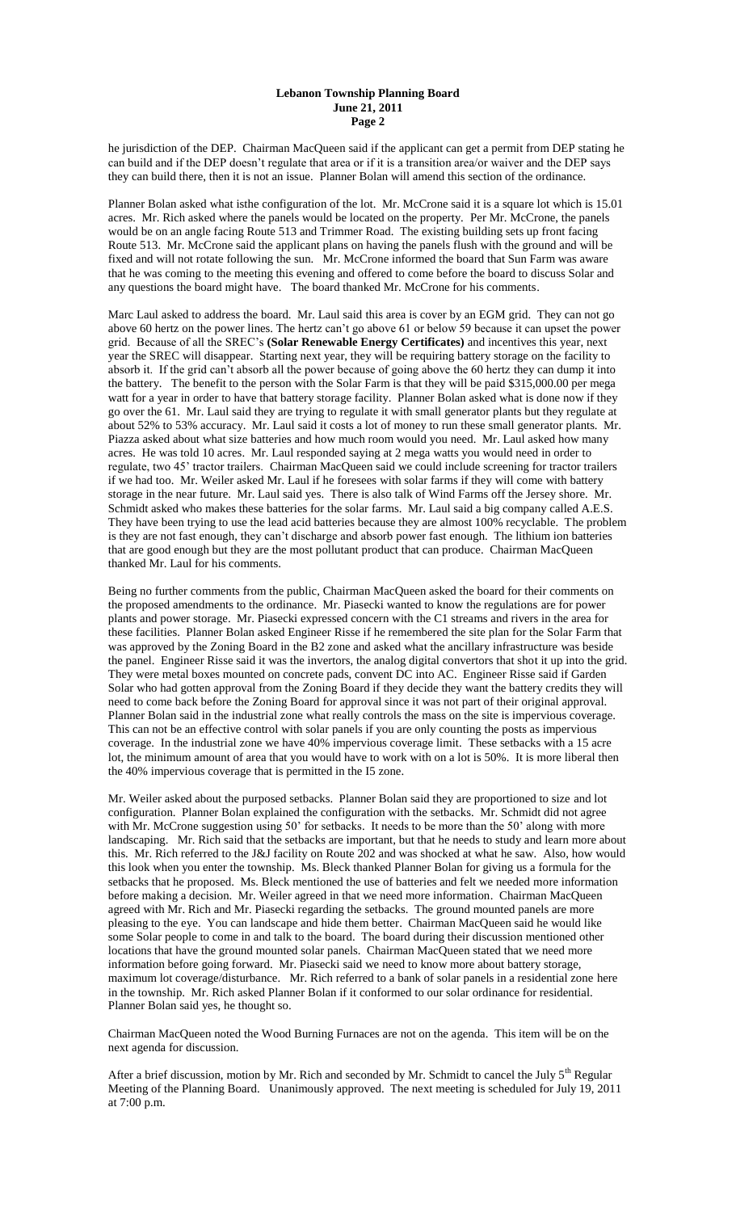he jurisdiction of the DEP. Chairman MacQueen said if the applicant can get a permit from DEP stating he can build and if the DEP doesn't regulate that area or if it is a transition area/or waiver and the DEP says they can build there, then it is not an issue. Planner Bolan will amend this section of the ordinance.

Planner Bolan asked what isthe configuration of the lot. Mr. McCrone said it is a square lot which is 15.01 acres. Mr. Rich asked where the panels would be located on the property. Per Mr. McCrone, the panels would be on an angle facing Route 513 and Trimmer Road. The existing building sets up front facing Route 513. Mr. McCrone said the applicant plans on having the panels flush with the ground and will be fixed and will not rotate following the sun. Mr. McCrone informed the board that Sun Farm was aware that he was coming to the meeting this evening and offered to come before the board to discuss Solar and any questions the board might have. The board thanked Mr. McCrone for his comments.

Marc Laul asked to address the board. Mr. Laul said this area is cover by an EGM grid. They can not go above 60 hertz on the power lines. The hertz can't go above 61 or below 59 because it can upset the power grid. Because of all the SREC's **(Solar Renewable Energy Certificates)** and incentives this year, next year the SREC will disappear. Starting next year, they will be requiring battery storage on the facility to absorb it. If the grid can't absorb all the power because of going above the 60 hertz they can dump it into the battery. The benefit to the person with the Solar Farm is that they will be paid $315,000.00 per mega watt for a year in order to have that battery storage facility. Planner Bolan asked what is done now if they go over the 61. Mr. Laul said they are trying to regulate it with small generator plants but they regulate at about 52% to 53% accuracy. Mr. Laul said it costs a lot of money to run these small generator plants. Mr. Piazza asked about what size batteries and how much room would you need. Mr. Laul asked how many acres. He was told 10 acres. Mr. Laul responded saying at 2 mega watts you would need in order to regulate, two 45' tractor trailers. Chairman MacQueen said we could include screening for tractor trailers if we had too. Mr. Weiler asked Mr. Laul if he foresees with solar farms if they will come with battery storage in the near future. Mr. Laul said yes. There is also talk of Wind Farms off the Jersey shore. Mr. Schmidt asked who makes these batteries for the solar farms. Mr. Laul said a big company called A.E.S. They have been trying to use the lead acid batteries because they are almost 100% recyclable. The problem is they are not fast enough, they can't discharge and absorb power fast enough. The lithium ion batteries that are good enough but they are the most pollutant product that can produce. Chairman MacQueen thanked Mr. Laul for his comments.

Being no further comments from the public, Chairman MacQueen asked the board for their comments on the proposed amendments to the ordinance. Mr. Piasecki wanted to know the regulations are for power plants and power storage. Mr. Piasecki expressed concern with the C1 streams and rivers in the area for these facilities. Planner Bolan asked Engineer Risse if he remembered the site plan for the Solar Farm that was approved by the Zoning Board in the B2 zone and asked what the ancillary infrastructure was beside the panel. Engineer Risse said it was the invertors, the analog digital convertors that shot it up into the grid. They were metal boxes mounted on concrete pads, convent DC into AC. Engineer Risse said if Garden Solar who had gotten approval from the Zoning Board if they decide they want the battery credits they will need to come back before the Zoning Board for approval since it was not part of their original approval. Planner Bolan said in the industrial zone what really controls the mass on the site is impervious coverage. This can not be an effective control with solar panels if you are only counting the posts as impervious coverage. In the industrial zone we have 40% impervious coverage limit. These setbacks with a 15 acre lot, the minimum amount of area that you would have to work with on a lot is 50%. It is more liberal then the 40% impervious coverage that is permitted in the I5 zone.

Mr. Weiler asked about the purposed setbacks. Planner Bolan said they are proportioned to size and lot configuration. Planner Bolan explained the configuration with the setbacks. Mr. Schmidt did not agree with Mr. McCrone suggestion using 50' for setbacks. It needs to be more than the 50' along with more landscaping. Mr. Rich said that the setbacks are important, but that he needs to study and learn more about this. Mr. Rich referred to the J&J facility on Route 202 and was shocked at what he saw. Also, how would this look when you enter the township. Ms. Bleck thanked Planner Bolan for giving us a formula for the setbacks that he proposed. Ms. Bleck mentioned the use of batteries and felt we needed more information before making a decision. Mr. Weiler agreed in that we need more information. Chairman MacQueen agreed with Mr. Rich and Mr. Piasecki regarding the setbacks. The ground mounted panels are more pleasing to the eye. You can landscape and hide them better. Chairman MacQueen said he would like some Solar people to come in and talk to the board. The board during their discussion mentioned other locations that have the ground mounted solar panels. Chairman MacQueen stated that we need more information before going forward. Mr. Piasecki said we need to know more about battery storage, maximum lot coverage/disturbance. Mr. Rich referred to a bank of solar panels in a residential zone here in the township. Mr. Rich asked Planner Bolan if it conformed to our solar ordinance for residential. Planner Bolan said yes, he thought so.

Chairman MacQueen noted the Wood Burning Furnaces are not on the agenda. This item will be on the next agenda for discussion.

After a brief discussion, motion by Mr. Rich and seconded by Mr. Schmidt to cancel the July 5th Regular Meeting of the Planning Board. Unanimously approved. The next meeting is scheduled for July 19, 2011 at 7:00 p.m.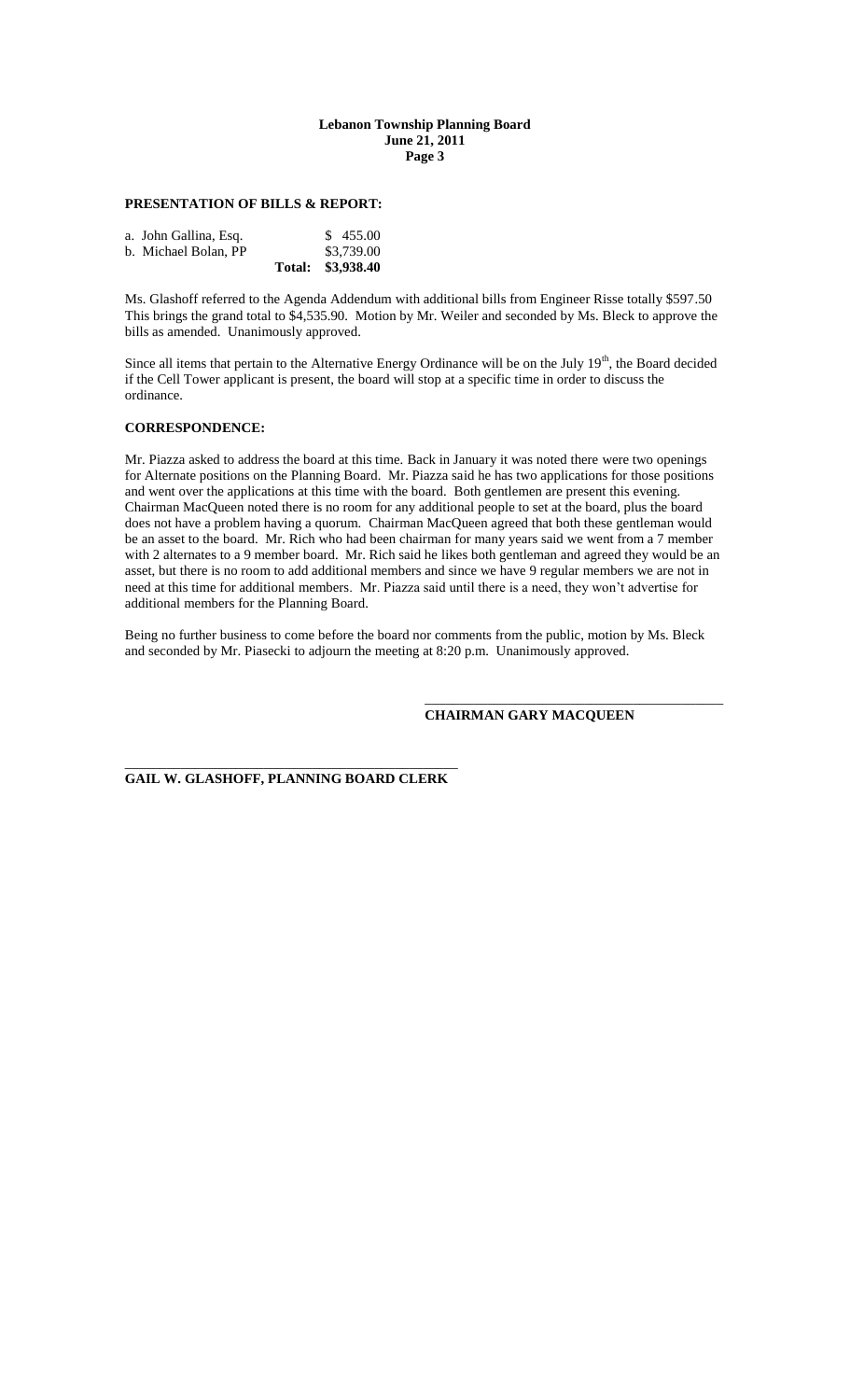**PRESENTATION OF BILLS & REPORT:**

| | | |
|---|---|---|
| a. John Gallina, Esq. | | $ 455.00 |
| b. Michael Bolan, PP | | $3,739.00 |
| | **Total:** | **$3,938.40** |

Ms. Glashoff referred to the Agenda Addendum with additional bills from Engineer Risse totally $597.50 This brings the grand total to $4,535.90. Motion by Mr. Weiler and seconded by Ms. Bleck to approve the bills as amended. Unanimously approved.

Since all items that pertain to the Alternative Energy Ordinance will be on the July 19th, the Board decided if the Cell Tower applicant is present, the board will stop at a specific time in order to discuss the ordinance.

**CORRESPONDENCE:**

Mr. Piazza asked to address the board at this time. Back in January it was noted there were two openings for Alternate positions on the Planning Board. Mr. Piazza said he has two applications for those positions and went over the applications at this time with the board. Both gentlemen are present this evening. Chairman MacQueen noted there is no room for any additional people to set at the board, plus the board does not have a problem having a quorum. Chairman MacQueen agreed that both these gentleman would be an asset to the board. Mr. Rich who had been chairman for many years said we went from a 7 member with 2 alternates to a 9 member board. Mr. Rich said he likes both gentleman and agreed they would be an asset, but there is no room to add additional members and since we have 9 regular members we are not in need at this time for additional members. Mr. Piazza said until there is a need, they won't advertise for additional members for the Planning Board.

Being no further business to come before the board nor comments from the public, motion by Ms. Bleck and seconded by Mr. Piasecki to adjourn the meeting at 8:20 p.m. Unanimously approved.

\_\_\_\_\_\_\_\_\_\_\_\_\_\_\_\_\_\_\_\_\_\_\_\_\_\_\_\_\_\_\_\_\_\_\_\_\_\_\_\_

**CHAIRMAN GARY MACQUEEN**

\_\_\_\_\_\_\_\_\_\_\_\_\_\_\_\_\_\_\_\_\_\_\_\_\_\_\_\_\_\_\_\_\_\_\_\_\_\_\_\_

**GAIL W. GLASHOFF, PLANNING BOARD CLERK**